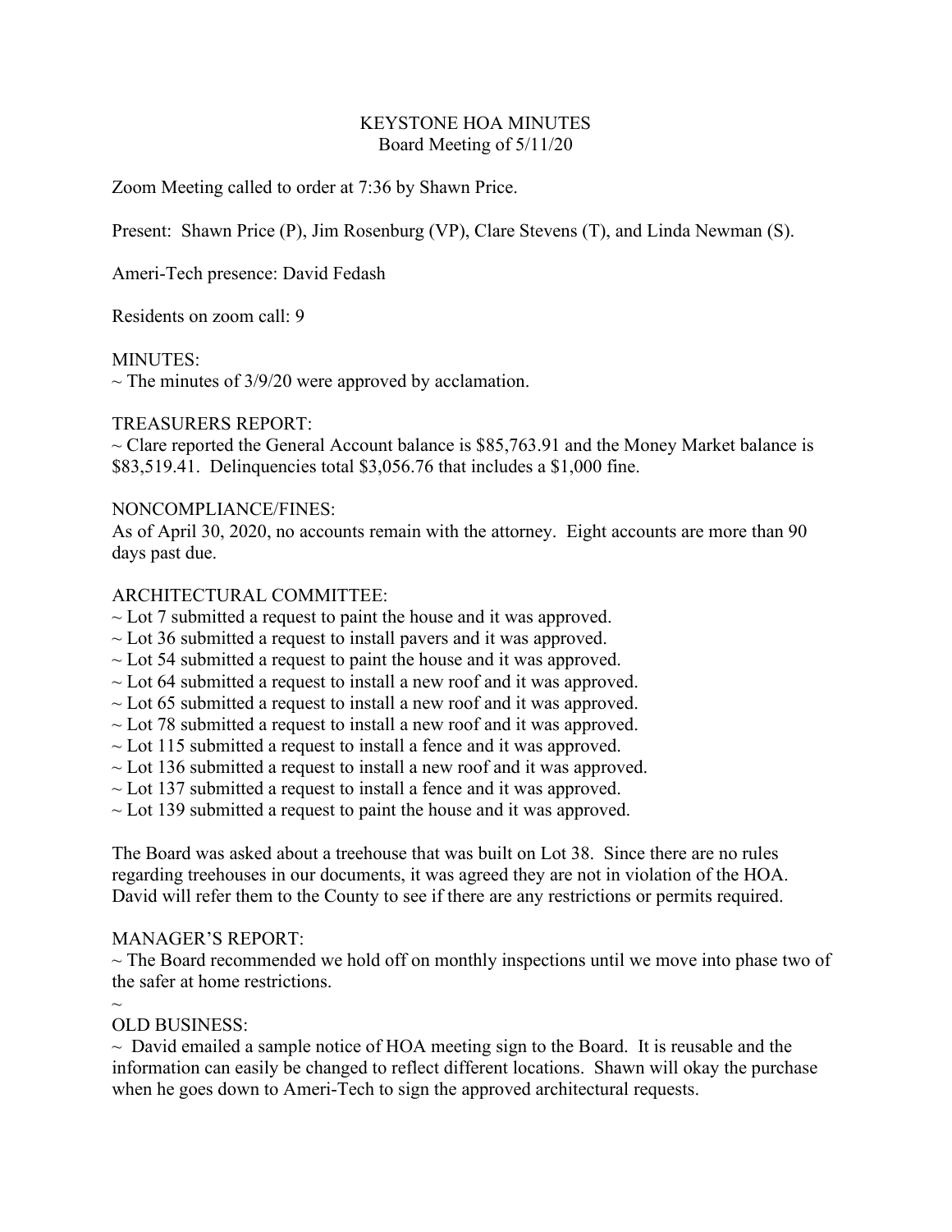# KEYSTONE HOA MINUTES

## Board Meeting of 5/11/20

Zoom Meeting called to order at 7:36 by Shawn Price.

Present: Shawn Price (P), Jim Rosenburg (VP), Clare Stevens (T), and Linda Newman (S).

Ameri-Tech presence: David Fedash

Residents on zoom call: 9

### MINUTES:

~ The minutes of 3/9/20 were approved by acclamation.

### TREASURERS REPORT:

~ Clare reported the General Account balance is $85,763.91 and the Money Market balance is $83,519.41. Delinquencies total $3,056.76 that includes a $1,000 fine.

### NONCOMPLIANCE/FINES:

As of April 30, 2020, no accounts remain with the attorney. Eight accounts are more than 90 days past due.

### ARCHITECTURAL COMMITTEE:

~ Lot 7 submitted a request to paint the house and it was approved.
~ Lot 36 submitted a request to install pavers and it was approved.
~ Lot 54 submitted a request to paint the house and it was approved.
~ Lot 64 submitted a request to install a new roof and it was approved.
~ Lot 65 submitted a request to install a new roof and it was approved.
~ Lot 78 submitted a request to install a new roof and it was approved.
~ Lot 115 submitted a request to install a fence and it was approved.
~ Lot 136 submitted a request to install a new roof and it was approved.
~ Lot 137 submitted a request to install a fence and it was approved.
~ Lot 139 submitted a request to paint the house and it was approved.

The Board was asked about a treehouse that was built on Lot 38. Since there are no rules regarding treehouses in our documents, it was agreed they are not in violation of the HOA. David will refer them to the County to see if there are any restrictions or permits required.

### MANAGER'S REPORT:

~ The Board recommended we hold off on monthly inspections until we move into phase two of the safer at home restrictions.
~

### OLD BUSINESS:

~ David emailed a sample notice of HOA meeting sign to the Board. It is reusable and the information can easily be changed to reflect different locations. Shawn will okay the purchase when he goes down to Ameri-Tech to sign the approved architectural requests.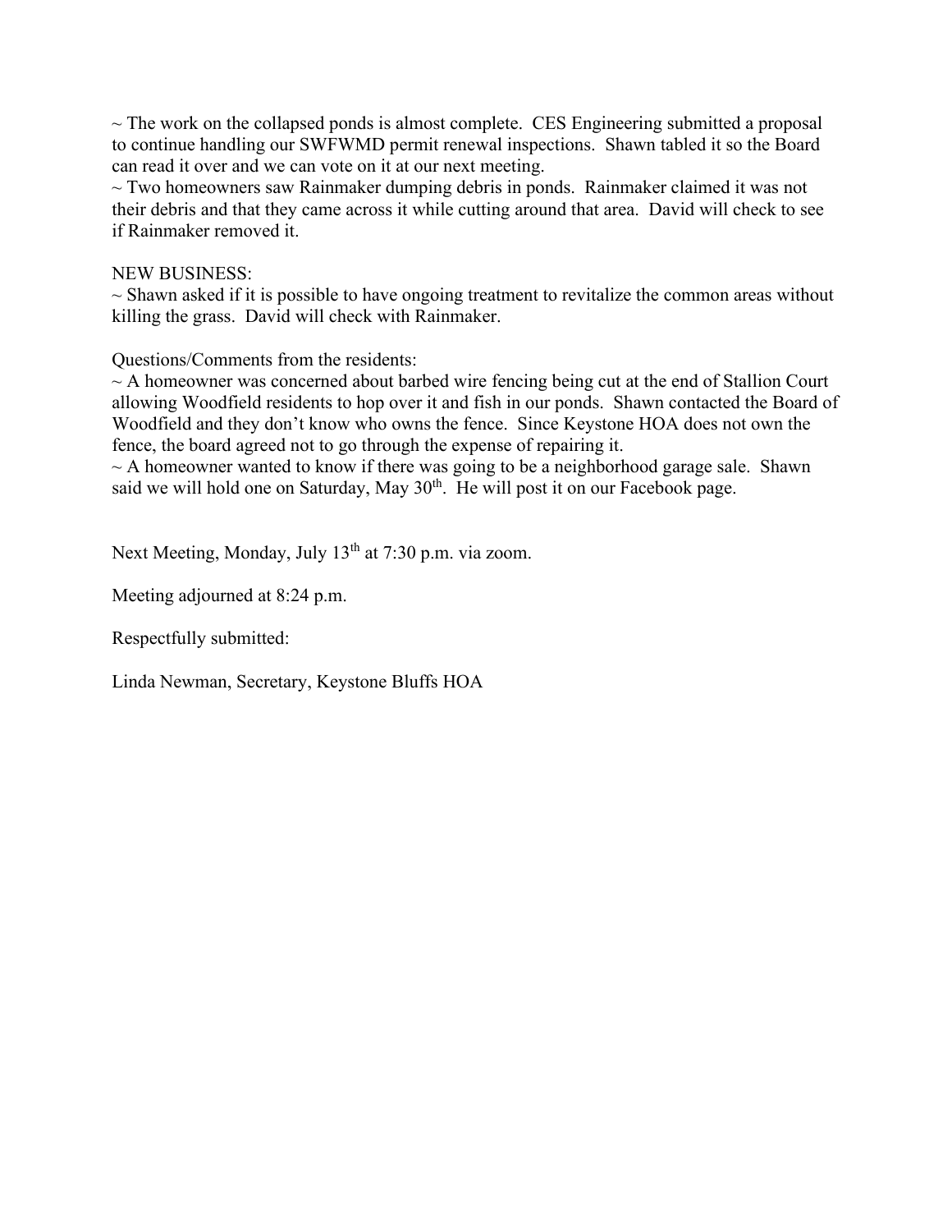~ The work on the collapsed ponds is almost complete. CES Engineering submitted a proposal to continue handling our SWFWMD permit renewal inspections. Shawn tabled it so the Board can read it over and we can vote on it at our next meeting.
~ Two homeowners saw Rainmaker dumping debris in ponds. Rainmaker claimed it was not their debris and that they came across it while cutting around that area. David will check to see if Rainmaker removed it.

NEW BUSINESS:
~ Shawn asked if it is possible to have ongoing treatment to revitalize the common areas without killing the grass. David will check with Rainmaker.

Questions/Comments from the residents:
~ A homeowner was concerned about barbed wire fencing being cut at the end of Stallion Court allowing Woodfield residents to hop over it and fish in our ponds. Shawn contacted the Board of Woodfield and they don't know who owns the fence. Since Keystone HOA does not own the fence, the board agreed not to go through the expense of repairing it.
~ A homeowner wanted to know if there was going to be a neighborhood garage sale. Shawn said we will hold one on Saturday, May 30th. He will post it on our Facebook page.

Next Meeting, Monday, July 13th at 7:30 p.m. via zoom.

Meeting adjourned at 8:24 p.m.

Respectfully submitted:

Linda Newman, Secretary, Keystone Bluffs HOA